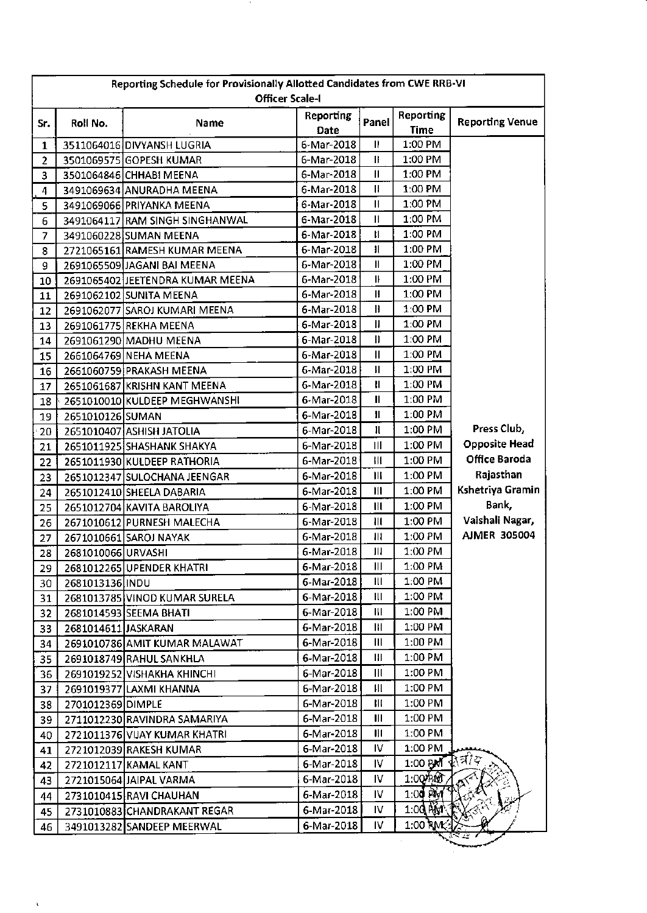| Reporting Schedule for Provisionally Allotted Candidates from CWE RRB-VI Officer Scale-I | | | | | | |
|---|---|---|---|---|---|---|
| Sr. | Roll No. | Name | Reporting Date | Panel | Reporting Time | Reporting Venue |
| 1 | 3511064016 | DIVYANSH LUGRIA | 6-Mar-2018 | II | 1:00 PM | Press Club, Opposite Head Office Baroda Rajasthan Kshetriya Gramin Bank, Vaishali Nagar, AJMER 305004 |
| 2 | 3501069575 | GOPESH KUMAR | 6-Mar-2018 | II | 1:00 PM | |
| 3 | 3501064846 | CHHABI MEENA | 6-Mar-2018 | II | 1:00 PM | |
| 4 | 3491069634 | ANURADHA MEENA | 6-Mar-2018 | II | 1:00 PM | |
| 5 | 3491069066 | PRIYANKA MEENA | 6-Mar-2018 | II | 1:00 PM | |
| 6 | 3491064117 | RAM SINGH SINGHANWAL | 6-Mar-2018 | II | 1:00 PM | |
| 7 | 3491060228 | SUMAN MEENA | 6-Mar-2018 | II | 1:00 PM | |
| 8 | 2721065161 | RAMESH KUMAR MEENA | 6-Mar-2018 | II | 1:00 PM | |
| 9 | 2691065509 | JAGANI BAI MEENA | 6-Mar-2018 | II | 1:00 PM | |
| 10 | 2691065402 | JEETENDRA KUMAR MEENA | 6-Mar-2018 | II | 1:00 PM | |
| 11 | 2691062102 | SUNITA MEENA | 6-Mar-2018 | II | 1:00 PM | |
| 12 | 2691062077 | SAROJ KUMARI MEENA | 6-Mar-2018 | II | 1:00 PM | |
| 13 | 2691061775 | REKHA MEENA | 6-Mar-2018 | II | 1:00 PM | |
| 14 | 2691061290 | MADHU MEENA | 6-Mar-2018 | II | 1:00 PM | |
| 15 | 2661064769 | NEHA MEENA | 6-Mar-2018 | II | 1:00 PM | |
| 16 | 2661060759 | PRAKASH MEENA | 6-Mar-2018 | II | 1:00 PM | |
| 17 | 2651061687 | KRISHN KANT MEENA | 6-Mar-2018 | II | 1:00 PM | |
| 18 | 2651010010 | KULDEEP MEGHWANSHI | 6-Mar-2018 | II | 1:00 PM | |
| 19 | 2651010126 | SUMAN | 6-Mar-2018 | II | 1:00 PM | |
| 20 | 2651010407 | ASHISH JATOLIA | 6-Mar-2018 | II | 1:00 PM | |
| 21 | 2651011925 | SHASHANK SHAKYA | 6-Mar-2018 | III | 1:00 PM | |
| 22 | 2651011930 | KULDEEP RATHORIA | 6-Mar-2018 | III | 1:00 PM | |
| 23 | 2651012347 | SULOCHANA JEENGAR | 6-Mar-2018 | III | 1:00 PM | |
| 24 | 2651012410 | SHEELA DABARIA | 6-Mar-2018 | III | 1:00 PM | |
| 25 | 2651012704 | KAVITA BAROLIYA | 6-Mar-2018 | III | 1:00 PM | |
| 26 | 2671010612 | PURNESH MALECHA | 6-Mar-2018 | III | 1:00 PM | |
| 27 | 2671010661 | SAROJ NAYAK | 6-Mar-2018 | III | 1:00 PM | |
| 28 | 2681010066 | URVASHI | 6-Mar-2018 | III | 1:00 PM | |
| 29 | 2681012265 | UPENDER KHATRI | 6-Mar-2018 | III | 1:00 PM | |
| 30 | 2681013136 | INDU | 6-Mar-2018 | III | 1:00 PM | |
| 31 | 2681013785 | VINOD KUMAR SURELA | 6-Mar-2018 | III | 1:00 PM | |
| 32 | 2681014593 | SEEMA BHATI | 6-Mar-2018 | III | 1:00 PM | |
| 33 | 2681014611 | JASKARAN | 6-Mar-2018 | III | 1:00 PM | |
| 34 | 2691010786 | AMIT KUMAR MALAWAT | 6-Mar-2018 | III | 1:00 PM | |
| 35 | 2691018749 | RAHUL SANKHLA | 6-Mar-2018 | III | 1:00 PM | |
| 36 | 2691019252 | VISHAKHA KHINCHI | 6-Mar-2018 | III | 1:00 PM | |
| 37 | 2691019377 | LAXMI KHANNA | 6-Mar-2018 | III | 1:00 PM | |
| 38 | 2701012369 | DIMPLE | 6-Mar-2018 | III | 1:00 PM | |
| 39 | 2711012230 | RAVINDRA SAMARIYA | 6-Mar-2018 | III | 1:00 PM | |
| 40 | 2721011376 | VIJAY KUMAR KHATRI | 6-Mar-2018 | III | 1:00 PM | |
| 41 | 2721012039 | RAKESH KUMAR | 6-Mar-2018 | IV | 1:00 PM | |
| 42 | 2721012117 | KAMAL KANT | 6-Mar-2018 | IV | 1:00 PM | |
| 43 | 2721015064 | JAIPAL VARMA | 6-Mar-2018 | IV | 1:00 PM | |
| 44 | 2731010415 | RAVI CHAUHAN | 6-Mar-2018 | IV | 1:00 PM | |
| 45 | 2731010883 | CHANDRAKANT REGAR | 6-Mar-2018 | IV | 1:00 PM | |
| 46 | 3491013282 | SANDEEP MEERWAL | 6-Mar-2018 | IV | 1:00 PM | |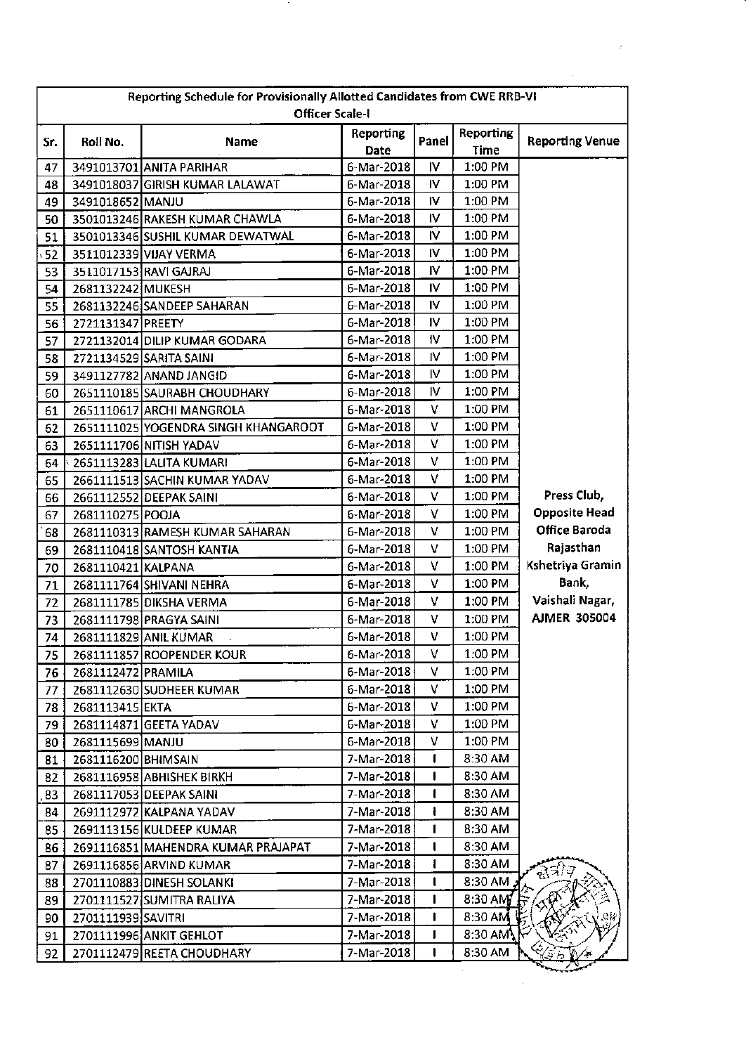| Reporting Schedule for Provisionally Allotted Candidates from CWE RRB-VI Officer Scale-I | | | | | | |
|---|---|---|---|---|---|---|
| **Sr.** | **Roll No.** | **Name** | **Reporting Date** | **Panel** | **Reporting Time** | **Reporting Venue** |
| 47 | 3491013701 | ANITA PARIHAR | 6-Mar-2018 | IV | 1:00 PM | Press Club, Opposite Head Office Baroda Rajasthan Kshetriya Gramin Bank, Vaishali Nagar, AJMER 305004 |
| 48 | 3491018037 | GIRISH KUMAR LALAWAT | 6-Mar-2018 | IV | 1:00 PM | |
| 49 | 3491018652 | MANJU | 6-Mar-2018 | IV | 1:00 PM | |
| 50 | 3501013246 | RAKESH KUMAR CHAWLA | 6-Mar-2018 | IV | 1:00 PM | |
| 51 | 3501013346 | SUSHIL KUMAR DEWATWAL | 6-Mar-2018 | IV | 1:00 PM | |
| 52 | 3511012339 | VIJAY VERMA | 6-Mar-2018 | IV | 1:00 PM | |
| 53 | 3511017153 | RAVI GAJRAJ | 6-Mar-2018 | IV | 1:00 PM | |
| 54 | 2681132242 | MUKESH | 6-Mar-2018 | IV | 1:00 PM | |
| 55 | 2681132246 | SANDEEP SAHARAN | 6-Mar-2018 | IV | 1:00 PM | |
| 56 | 2721131347 | PREETY | 6-Mar-2018 | IV | 1:00 PM | |
| 57 | 2721132014 | DILIP KUMAR GODARA | 6-Mar-2018 | IV | 1:00 PM | |
| 58 | 2721134529 | SARITA SAINI | 6-Mar-2018 | IV | 1:00 PM | |
| 59 | 3491127782 | ANAND JANGID | 6-Mar-2018 | IV | 1:00 PM | |
| 60 | 2651110185 | SAURABH CHOUDHARY | 6-Mar-2018 | IV | 1:00 PM | |
| 61 | 2651110617 | ARCHI MANGROLA | 6-Mar-2018 | V | 1:00 PM | |
| 62 | 2651111025 | YOGENDRA SINGH KHANGAROOT | 6-Mar-2018 | V | 1:00 PM | |
| 63 | 2651111706 | NITISH YADAV | 6-Mar-2018 | V | 1:00 PM | |
| 64 | 2651113283 | LALITA KUMARI | 6-Mar-2018 | V | 1:00 PM | |
| 65 | 2661111513 | SACHIN KUMAR YADAV | 6-Mar-2018 | V | 1:00 PM | |
| 66 | 2661112552 | DEEPAK SAINI | 6-Mar-2018 | V | 1:00 PM | |
| 67 | 2681110275 | POOJA | 6-Mar-2018 | V | 1:00 PM | |
| 68 | 2681110313 | RAMESH KUMAR SAHARAN | 6-Mar-2018 | V | 1:00 PM | |
| 69 | 2681110418 | SANTOSH KANTIA | 6-Mar-2018 | V | 1:00 PM | |
| 70 | 2681110421 | KALPANA | 6-Mar-2018 | V | 1:00 PM | |
| 71 | 2681111764 | SHIVANI NEHRA | 6-Mar-2018 | V | 1:00 PM | |
| 72 | 2681111785 | DIKSHA VERMA | 6-Mar-2018 | V | 1:00 PM | |
| 73 | 2681111798 | PRAGYA SAINI | 6-Mar-2018 | V | 1:00 PM | |
| 74 | 2681111829 | ANIL KUMAR | 6-Mar-2018 | V | 1:00 PM | |
| 75 | 2681111857 | ROOPENDER KOUR | 6-Mar-2018 | V | 1:00 PM | |
| 76 | 2681112472 | PRAMILA | 6-Mar-2018 | V | 1:00 PM | |
| 77 | 2681112630 | SUDHEER KUMAR | 6-Mar-2018 | V | 1:00 PM | |
| 78 | 2681113415 | EKTA | 6-Mar-2018 | V | 1:00 PM | |
| 79 | 2681114871 | GEETA YADAV | 6-Mar-2018 | V | 1:00 PM | |
| 80 | 2681115699 | MANJU | 6-Mar-2018 | V | 1:00 PM | |
| 81 | 2681116200 | BHIMSAIN | 7-Mar-2018 | I | 8:30 AM | |
| 82 | 2681116958 | ABHISHEK BIRKH | 7-Mar-2018 | I | 8:30 AM | |
| 83 | 2681117053 | DEEPAK SAINI | 7-Mar-2018 | I | 8:30 AM | |
| 84 | 2691112972 | KALPANA YADAV | 7-Mar-2018 | I | 8:30 AM | |
| 85 | 2691113156 | KULDEEP KUMAR | 7-Mar-2018 | I | 8:30 AM | |
| 86 | 2691116851 | MAHENDRA KUMAR PRAJAPAT | 7-Mar-2018 | I | 8:30 AM | |
| 87 | 2691116856 | ARVIND KUMAR | 7-Mar-2018 | I | 8:30 AM | |
| 88 | 2701110883 | DINESH SOLANKI | 7-Mar-2018 | I | 8:30 AM | |
| 89 | 2701111527 | SUMITRA RALIYA | 7-Mar-2018 | I | 8:30 AM | |
| 90 | 2701111939 | SAVITRI | 7-Mar-2018 | I | 8:30 AM | |
| 91 | 2701111996 | ANKIT GEHLOT | 7-Mar-2018 | I | 8:30 AM | |
| 92 | 2701112479 | REETA CHOUDHARY | 7-Mar-2018 | I | 8:30 AM | |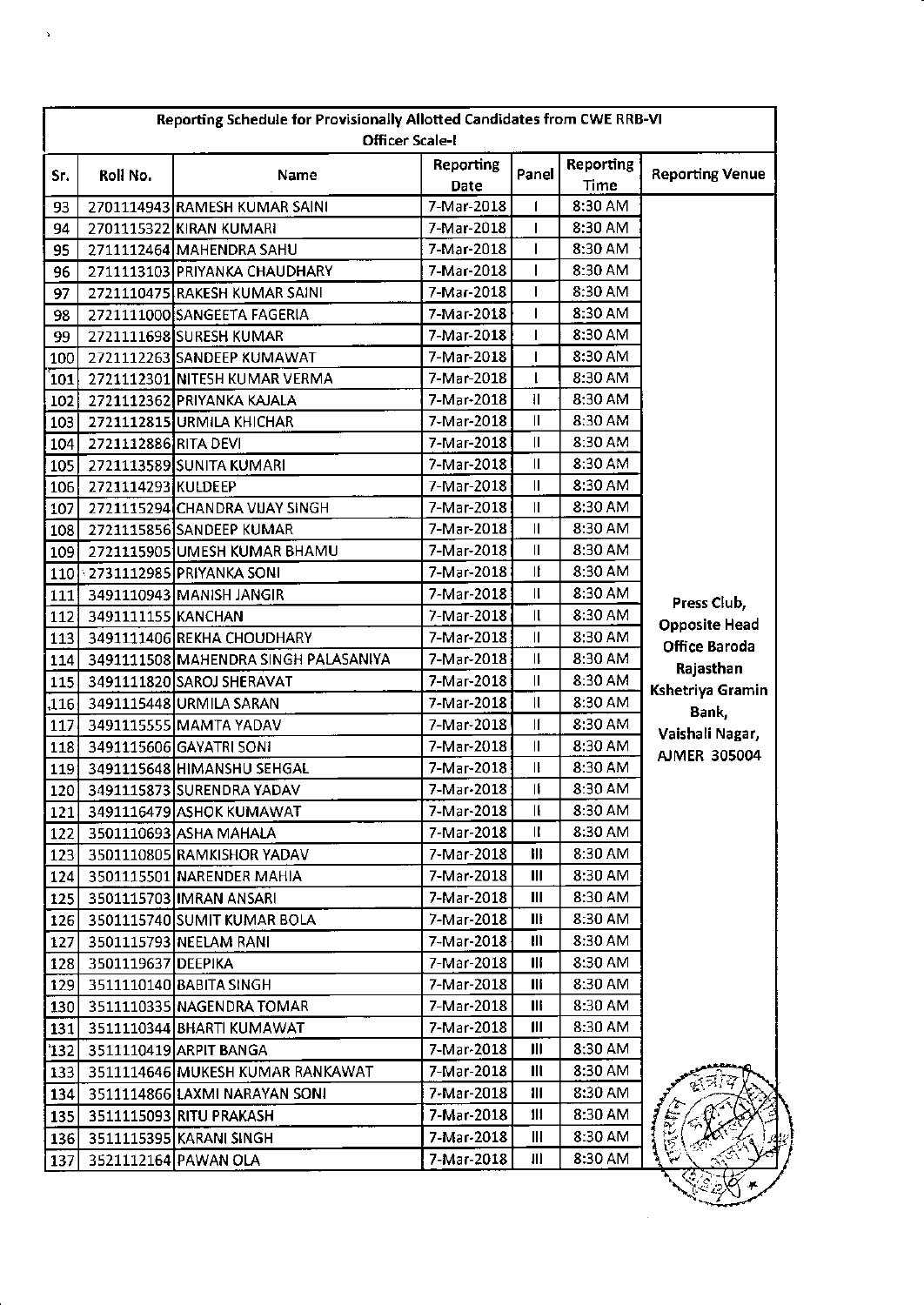| Reporting Schedule for Provisionally Allotted Candidates from CWE RRB-VI Officer Scale-I | | | | | | |
|---|---|---|---|---|---|---|
| Sr. | Roll No. | Name | Reporting Date | Panel | Reporting Time | Reporting Venue |
| 93 | 2701114943 | RAMESH KUMAR SAINI | 7-Mar-2018 | I | 8:30 AM | Press Club, Opposite Head Office Baroda Rajasthan Kshetriya Gramin Bank, Vaishali Nagar, AJMER 305004 |
| 94 | 2701115322 | KIRAN KUMARI | 7-Mar-2018 | I | 8:30 AM | |
| 95 | 2711112464 | MAHENDRA SAHU | 7-Mar-2018 | I | 8:30 AM | |
| 96 | 2711113103 | PRIYANKA CHAUDHARY | 7-Mar-2018 | I | 8:30 AM | |
| 97 | 2721110475 | RAKESH KUMAR SAINI | 7-Mar-2018 | I | 8:30 AM | |
| 98 | 2721111000 | SANGEETA FAGERIA | 7-Mar-2018 | I | 8:30 AM | |
| 99 | 2721111698 | SURESH KUMAR | 7-Mar-2018 | I | 8:30 AM | |
| 100 | 2721112263 | SANDEEP KUMAWAT | 7-Mar-2018 | I | 8:30 AM | |
| 101 | 2721112301 | NITESH KUMAR VERMA | 7-Mar-2018 | I | 8:30 AM | |
| 102 | 2721112362 | PRIYANKA KAJALA | 7-Mar-2018 | II | 8:30 AM | |
| 103 | 2721112815 | URMILA KHICHAR | 7-Mar-2018 | II | 8:30 AM | |
| 104 | 2721112886 | RITA DEVI | 7-Mar-2018 | II | 8:30 AM | |
| 105 | 2721113589 | SUNITA KUMARI | 7-Mar-2018 | II | 8:30 AM | |
| 106 | 2721114293 | KULDEEP | 7-Mar-2018 | II | 8:30 AM | |
| 107 | 2721115294 | CHANDRA VIJAY SINGH | 7-Mar-2018 | II | 8:30 AM | |
| 108 | 2721115856 | SANDEEP KUMAR | 7-Mar-2018 | II | 8:30 AM | |
| 109 | 2721115905 | UMESH KUMAR BHAMU | 7-Mar-2018 | II | 8:30 AM | |
| 110 | 2731112985 | PRIYANKA SONI | 7-Mar-2018 | II | 8:30 AM | |
| 111 | 3491110943 | MANISH JANGIR | 7-Mar-2018 | II | 8:30 AM | |
| 112 | 3491111155 | KANCHAN | 7-Mar-2018 | II | 8:30 AM | |
| 113 | 3491111406 | REKHA CHOUDHARY | 7-Mar-2018 | II | 8:30 AM | |
| 114 | 3491111508 | MAHENDRA SINGH PALASANIYA | 7-Mar-2018 | II | 8:30 AM | |
| 115 | 3491111820 | SAROJ SHERAVAT | 7-Mar-2018 | II | 8:30 AM | |
| 116 | 3491115448 | URMILA SARAN | 7-Mar-2018 | II | 8:30 AM | |
| 117 | 3491115555 | MAMTA YADAV | 7-Mar-2018 | II | 8:30 AM | |
| 118 | 3491115606 | GAYATRI SONI | 7-Mar-2018 | II | 8:30 AM | |
| 119 | 3491115648 | HIMANSHU SEHGAL | 7-Mar-2018 | II | 8:30 AM | |
| 120 | 3491115873 | SURENDRA YADAV | 7-Mar-2018 | II | 8:30 AM | |
| 121 | 3491116479 | ASHOK KUMAWAT | 7-Mar-2018 | II | 8:30 AM | |
| 122 | 3501110693 | ASHA MAHALA | 7-Mar-2018 | II | 8:30 AM | |
| 123 | 3501110805 | RAMKISHOR YADAV | 7-Mar-2018 | III | 8:30 AM | |
| 124 | 3501115501 | NARENDER MAHIA | 7-Mar-2018 | III | 8:30 AM | |
| 125 | 3501115703 | IMRAN ANSARI | 7-Mar-2018 | III | 8:30 AM | |
| 126 | 3501115740 | SUMIT KUMAR BOLA | 7-Mar-2018 | III | 8:30 AM | |
| 127 | 3501115793 | NEELAM RANI | 7-Mar-2018 | III | 8:30 AM | |
| 128 | 3501119637 | DEEPIKA | 7-Mar-2018 | III | 8:30 AM | |
| 129 | 3511110140 | BABITA SINGH | 7-Mar-2018 | III | 8:30 AM | |
| 130 | 3511110335 | NAGENDRA TOMAR | 7-Mar-2018 | III | 8:30 AM | |
| 131 | 3511110344 | BHARTI KUMAWAT | 7-Mar-2018 | III | 8:30 AM | |
| 132 | 3511110419 | ARPIT BANGA | 7-Mar-2018 | III | 8:30 AM | |
| 133 | 3511114646 | MUKESH KUMAR RANKAWAT | 7-Mar-2018 | III | 8:30 AM | |
| 134 | 3511114866 | LAXMI NARAYAN SONI | 7-Mar-2018 | III | 8:30 AM | |
| 135 | 3511115093 | RITU PRAKASH | 7-Mar-2018 | III | 8:30 AM | |
| 136 | 3511115395 | KARANI SINGH | 7-Mar-2018 | III | 8:30 AM | |
| 137 | 3521112164 | PAWAN OLA | 7-Mar-2018 | III | 8:30 AM | |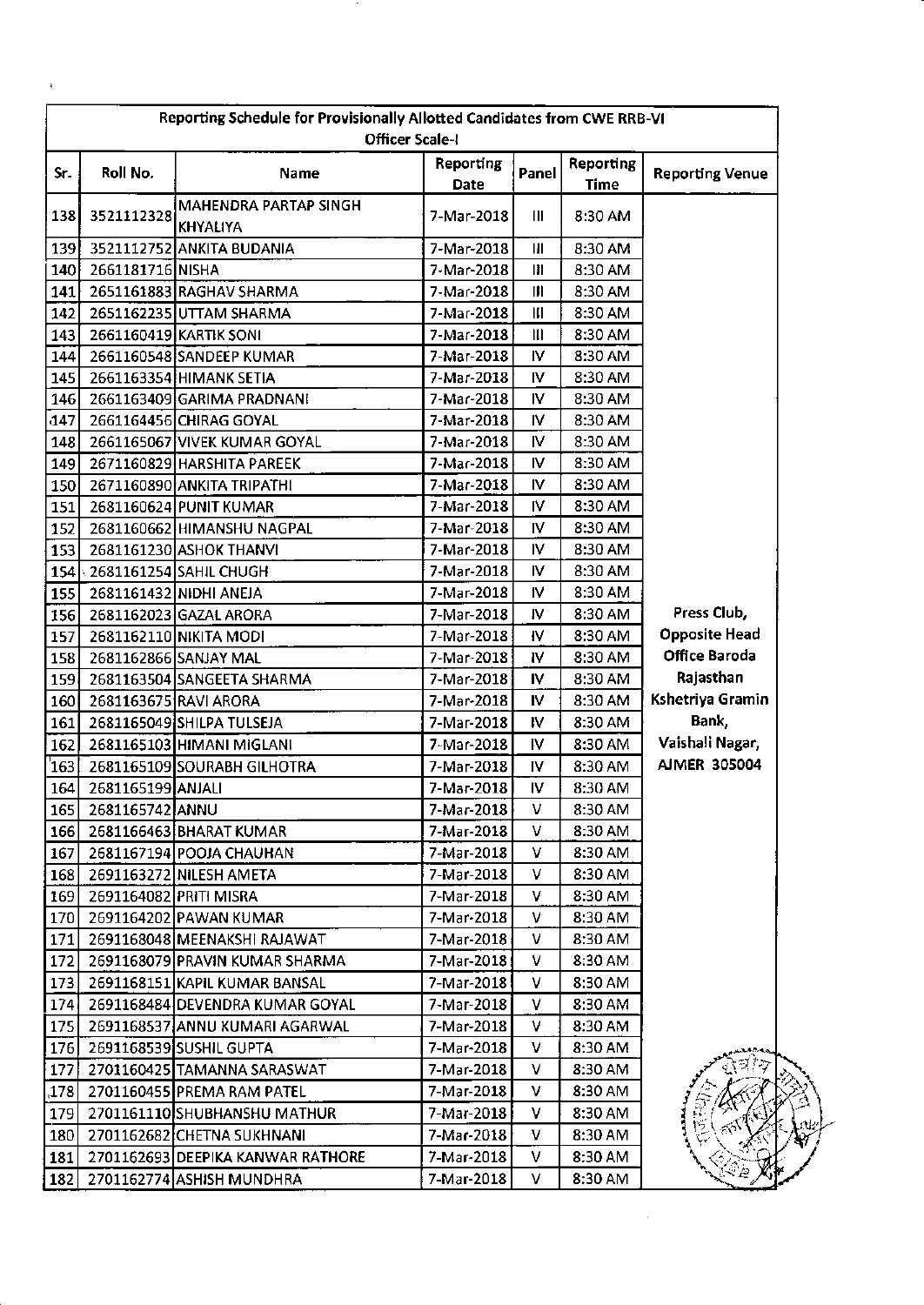| Reporting Schedule for Provisionally Allotted Candidates from CWE RRB-VI Officer Scale-I | | | | | | |
|---|---|---|---|---|---|---|
| Sr. | Roll No. | Name | Reporting Date | Panel | Reporting Time | Reporting Venue |
| 138 | 3521112328 | MAHENDRA PARTAP SINGH KHYALIYA | 7-Mar-2018 | III | 8:30 AM | Press Club, Opposite Head Office Baroda Rajasthan Kshetriya Gramin Bank, Vaishali Nagar, AJMER 305004 |
| 139 | 3521112752 | ANKITA BUDANIA | 7-Mar-2018 | III | 8:30 AM | |
| 140 | 2661181716 | NISHA | 7-Mar-2018 | III | 8:30 AM | |
| 141 | 2651161883 | RAGHAV SHARMA | 7-Mar-2018 | III | 8:30 AM | |
| 142 | 2651162235 | UTTAM SHARMA | 7-Mar-2018 | III | 8:30 AM | |
| 143 | 2661160419 | KARTIK SONI | 7-Mar-2018 | III | 8:30 AM | |
| 144 | 2661160548 | SANDEEP KUMAR | 7-Mar-2018 | IV | 8:30 AM | |
| 145 | 2661163354 | HIMANK SETIA | 7-Mar-2018 | IV | 8:30 AM | |
| 146 | 2661163409 | GARIMA PRADNANI | 7-Mar-2018 | IV | 8:30 AM | |
| 147 | 2661164456 | CHIRAG GOYAL | 7-Mar-2018 | IV | 8:30 AM | |
| 148 | 2661165067 | VIVEK KUMAR GOYAL | 7-Mar-2018 | IV | 8:30 AM | |
| 149 | 2671160829 | HARSHITA PAREEK | 7-Mar-2018 | IV | 8:30 AM | |
| 150 | 2671160890 | ANKITA TRIPATHI | 7-Mar-2018 | IV | 8:30 AM | |
| 151 | 2681160624 | PUNIT KUMAR | 7-Mar-2018 | IV | 8:30 AM | |
| 152 | 2681160662 | HIMANSHU NAGPAL | 7-Mar-2018 | IV | 8:30 AM | |
| 153 | 2681161230 | ASHOK THANVI | 7-Mar-2018 | IV | 8:30 AM | |
| 154 | 2681161254 | SAHIL CHUGH | 7-Mar-2018 | IV | 8:30 AM | |
| 155 | 2681161432 | NIDHI ANEJA | 7-Mar-2018 | IV | 8:30 AM | |
| 156 | 2681162023 | GAZAL ARORA | 7-Mar-2018 | IV | 8:30 AM | |
| 157 | 2681162110 | NIKITA MODI | 7-Mar-2018 | IV | 8:30 AM | |
| 158 | 2681162866 | SANJAY MAL | 7-Mar-2018 | IV | 8:30 AM | |
| 159 | 2681163504 | SANGEETA SHARMA | 7-Mar-2018 | IV | 8:30 AM | |
| 160 | 2681163675 | RAVI ARORA | 7-Mar-2018 | IV | 8:30 AM | |
| 161 | 2681165049 | SHILPA TULSEJA | 7-Mar-2018 | IV | 8:30 AM | |
| 162 | 2681165103 | HIMANI MIGLANI | 7-Mar-2018 | IV | 8:30 AM | |
| 163 | 2681165109 | SOURABH GILHOTRA | 7-Mar-2018 | IV | 8:30 AM | |
| 164 | 2681165199 | ANJALI | 7-Mar-2018 | IV | 8:30 AM | |
| 165 | 2681165742 | ANNU | 7-Mar-2018 | V | 8:30 AM | |
| 166 | 2681166463 | BHARAT KUMAR | 7-Mar-2018 | V | 8:30 AM | |
| 167 | 2681167194 | POOJA CHAUHAN | 7-Mar-2018 | V | 8:30 AM | |
| 168 | 2691163272 | NILESH AMETA | 7-Mar-2018 | V | 8:30 AM | |
| 169 | 2691164082 | PRITI MISRA | 7-Mar-2018 | V | 8:30 AM | |
| 170 | 2691164202 | PAWAN KUMAR | 7-Mar-2018 | V | 8:30 AM | |
| 171 | 2691168048 | MEENAKSHI RAJAWAT | 7-Mar-2018 | V | 8:30 AM | |
| 172 | 2691168079 | PRAVIN KUMAR SHARMA | 7-Mar-2018 | V | 8:30 AM | |
| 173 | 2691168151 | KAPIL KUMAR BANSAL | 7-Mar-2018 | V | 8:30 AM | |
| 174 | 2691168484 | DEVENDRA KUMAR GOYAL | 7-Mar-2018 | V | 8:30 AM | |
| 175 | 2691168537 | ANNU KUMARI AGARWAL | 7-Mar-2018 | V | 8:30 AM | |
| 176 | 2691168539 | SUSHIL GUPTA | 7-Mar-2018 | V | 8:30 AM | |
| 177 | 2701160425 | TAMANNA SARASWAT | 7-Mar-2018 | V | 8:30 AM | |
| 178 | 2701160455 | PREMA RAM PATEL | 7-Mar-2018 | V | 8:30 AM | |
| 179 | 2701161110 | SHUBHANSHU MATHUR | 7-Mar-2018 | V | 8:30 AM | |
| 180 | 2701162682 | CHETNA SUKHNANI | 7-Mar-2018 | V | 8:30 AM | |
| 181 | 2701162693 | DEEPIKA KANWAR RATHORE | 7-Mar-2018 | V | 8:30 AM | |
| 182 | 2701162774 | ASHISH MUNDHRA | 7-Mar-2018 | V | 8:30 AM | |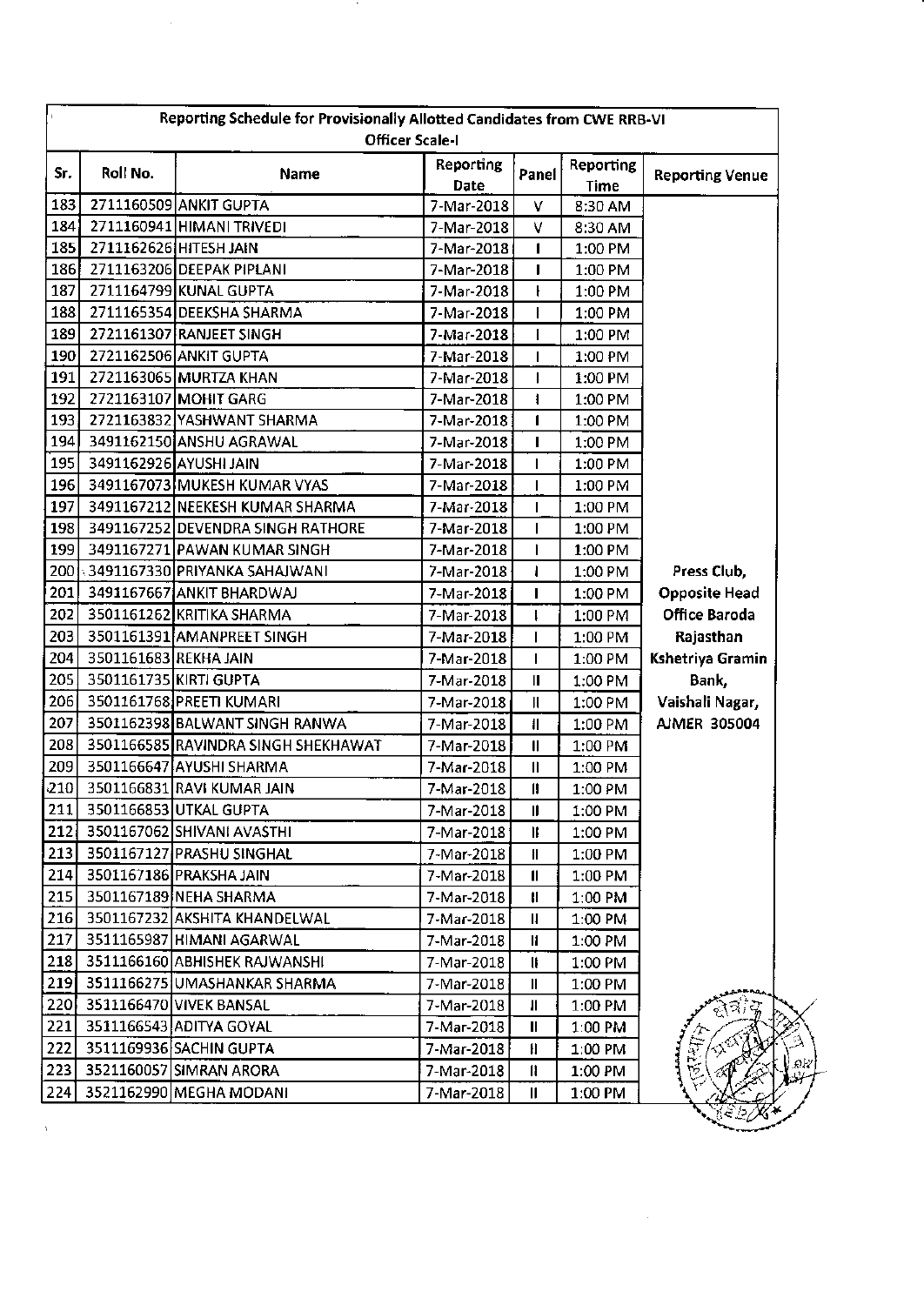| Reporting Schedule for Provisionally Allotted Candidates from CWE RRB-VI Officer Scale-I | | | | | | |
|---|---|---|---|---|---|---|
| Sr. | Roll No. | Name | Reporting Date | Panel | Reporting Time | Reporting Venue |
| 183 | 2711160509 | ANKIT GUPTA | 7-Mar-2018 | V | 8:30 AM | Press Club, Opposite Head Office Baroda Rajasthan Kshetriya Gramin Bank, Vaishali Nagar, AJMER 305004 |
| 184 | 2711160941 | HIMANI TRIVEDI | 7-Mar-2018 | V | 8:30 AM | |
| 185 | 2711162626 | HITESH JAIN | 7-Mar-2018 | I | 1:00 PM | |
| 186 | 2711163206 | DEEPAK PIPLANI | 7-Mar-2018 | I | 1:00 PM | |
| 187 | 2711164799 | KUNAL GUPTA | 7-Mar-2018 | I | 1:00 PM | |
| 188 | 2711165354 | DEEKSHA SHARMA | 7-Mar-2018 | I | 1:00 PM | |
| 189 | 2721161307 | RANJEET SINGH | 7-Mar-2018 | I | 1:00 PM | |
| 190 | 2721162506 | ANKIT GUPTA | 7-Mar-2018 | I | 1:00 PM | |
| 191 | 2721163065 | MURTZA KHAN | 7-Mar-2018 | I | 1:00 PM | |
| 192 | 2721163107 | MOHIT GARG | 7-Mar-2018 | I | 1:00 PM | |
| 193 | 2721163832 | YASHWANT SHARMA | 7-Mar-2018 | I | 1:00 PM | |
| 194 | 3491162150 | ANSHU AGRAWAL | 7-Mar-2018 | I | 1:00 PM | |
| 195 | 3491162926 | AYUSHI JAIN | 7-Mar-2018 | I | 1:00 PM | |
| 196 | 3491167073 | MUKESH KUMAR VYAS | 7-Mar-2018 | I | 1:00 PM | |
| 197 | 3491167212 | NEEKESH KUMAR SHARMA | 7-Mar-2018 | I | 1:00 PM | |
| 198 | 3491167252 | DEVENDRA SINGH RATHORE | 7-Mar-2018 | I | 1:00 PM | |
| 199 | 3491167271 | PAWAN KUMAR SINGH | 7-Mar-2018 | I | 1:00 PM | |
| 200 | 3491167330 | PRIYANKA SAHAJWANI | 7-Mar-2018 | I | 1:00 PM | |
| 201 | 3491167667 | ANKIT BHARDWAJ | 7-Mar-2018 | I | 1:00 PM | |
| 202 | 3501161262 | KRITIKA SHARMA | 7-Mar-2018 | I | 1:00 PM | |
| 203 | 3501161391 | AMANPREET SINGH | 7-Mar-2018 | I | 1:00 PM | |
| 204 | 3501161683 | REKHA JAIN | 7-Mar-2018 | I | 1:00 PM | |
| 205 | 3501161735 | KIRTI GUPTA | 7-Mar-2018 | II | 1:00 PM | |
| 206 | 3501161768 | PREETI KUMARI | 7-Mar-2018 | II | 1:00 PM | |
| 207 | 3501162398 | BALWANT SINGH RANWA | 7-Mar-2018 | II | 1:00 PM | |
| 208 | 3501166585 | RAVINDRA SINGH SHEKHAWAT | 7-Mar-2018 | II | 1:00 PM | |
| 209 | 3501166647 | AYUSHI SHARMA | 7-Mar-2018 | II | 1:00 PM | |
| 210 | 3501166831 | RAVI KUMAR JAIN | 7-Mar-2018 | II | 1:00 PM | |
| 211 | 3501166853 | UTKAL GUPTA | 7-Mar-2018 | II | 1:00 PM | |
| 212 | 3501167062 | SHIVANI AVASTHI | 7-Mar-2018 | II | 1:00 PM | |
| 213 | 3501167127 | PRASHU SINGHAL | 7-Mar-2018 | II | 1:00 PM | |
| 214 | 3501167186 | PRAKSHA JAIN | 7-Mar-2018 | II | 1:00 PM | |
| 215 | 3501167189 | NEHA SHARMA | 7-Mar-2018 | II | 1:00 PM | |
| 216 | 3501167232 | AKSHITA KHANDELWAL | 7-Mar-2018 | II | 1:00 PM | |
| 217 | 3511165987 | HIMANI AGARWAL | 7-Mar-2018 | II | 1:00 PM | |
| 218 | 3511166160 | ABHISHEK RAJWANSHI | 7-Mar-2018 | II | 1:00 PM | |
| 219 | 3511166275 | UMASHANKAR SHARMA | 7-Mar-2018 | II | 1:00 PM | |
| 220 | 3511166470 | VIVEK BANSAL | 7-Mar-2018 | II | 1:00 PM | |
| 221 | 3511166543 | ADITYA GOYAL | 7-Mar-2018 | II | 1:00 PM | |
| 222 | 3511169936 | SACHIN GUPTA | 7-Mar-2018 | II | 1:00 PM | |
| 223 | 3521160057 | SIMRAN ARORA | 7-Mar-2018 | II | 1:00 PM | |
| 224 | 3521162990 | MEGHA MODANI | 7-Mar-2018 | II | 1:00 PM | |